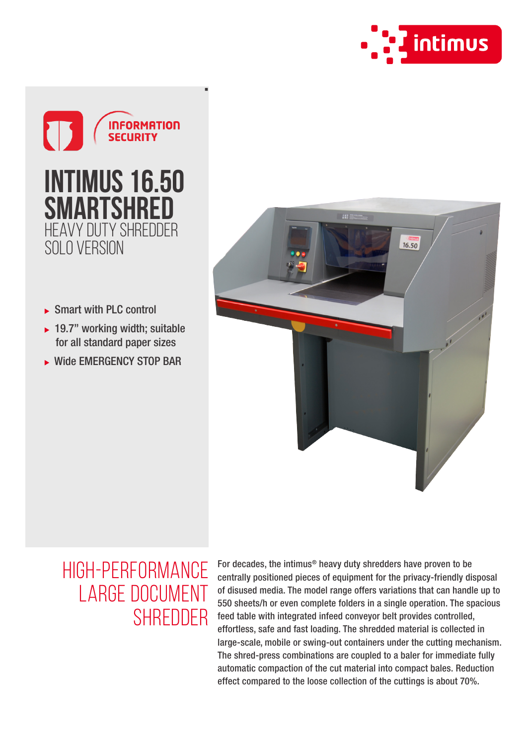INFORMATION SECURITY

# INTIMUS 16.50 SMARTSHRED

## HEAVY DUTY SHREDDER SOLO VERSION

- Smart with PLC control
- 19.7" working width; suitable for all standard paper sizes
- Wide EMERGENCY STOP BAR

## HIGH-PERFORMANCE LARGE DOCUMENT SHREDDER

For decades, the intimus® heavy duty shredders have proven to be centrally positioned pieces of equipment for the privacy-friendly disposal of disused media. The model range offers variations that can handle up to 550 sheets/h or even complete folders in a single operation. The spacious feed table with integrated infeed conveyor belt provides controlled, effortless, safe and fast loading. The shredded material is collected in large-scale, mobile or swing-out containers under the cutting mechanism. The shred-press combinations are coupled to a baler for immediate fully automatic compaction of the cut material into compact bales. Reduction effect compared to the loose collection of the cuttings is about 70%.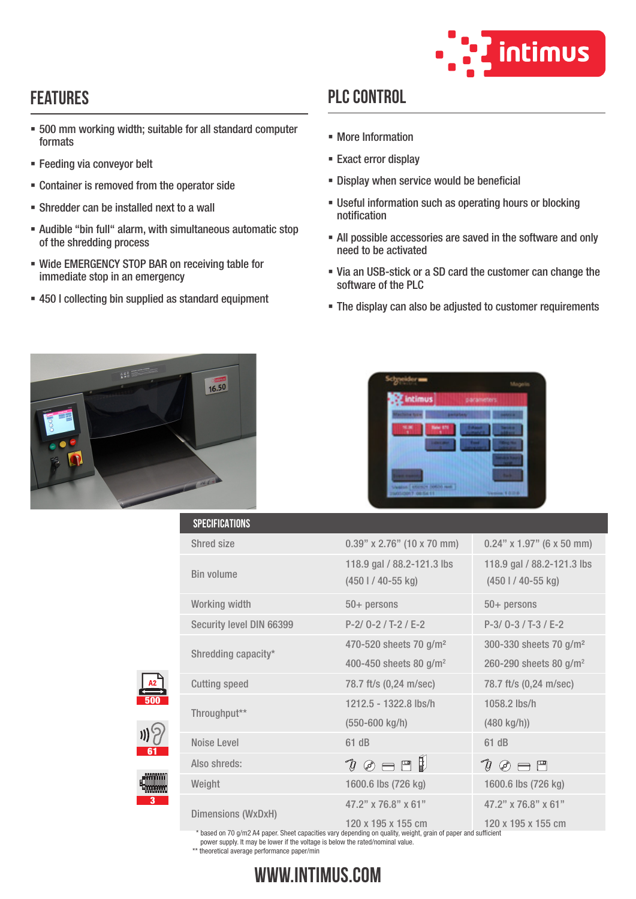## FEATURES

- 500 mm working width; suitable for all standard computer formats
- Feeding via conveyor belt
- Container is removed from the operator side
- Shredder can be installed next to a wall
- Audible "bin full" alarm, with simultaneous automatic stop of the shredding process
- Wide EMERGENCY STOP BAR on receiving table for immediate stop in an emergency
- 450 l collecting bin supplied as standard equipment

## PLC CONTROL

- More Information
- Exact error display
- Display when service would be beneficial
- Useful information such as operating hours or blocking notification
- All possible accessories are saved in the software and only need to be activated
- Via an USB-stick or a SD card the customer can change the software of the PLC
- The display can also be adjusted to customer requirements

| SPECIFICATIONS | | |
|---|---|---|
| Shred size | 0.39" x 2.76" (10 x 70 mm) | 0.24" x 1.97" (6 x 50 mm) |
| Bin volume | 118.9 gal / 88.2-121.3 lbs (450 l / 40-55 kg) | 118.9 gal / 88.2-121.3 lbs (450 l / 40-55 kg) |
| Working width | 50+ persons | 50+ persons |
| Security level DIN 66399 | P-2/ O-2 / T-2 / E-2 | P-3/ O-3 / T-3 / E-2 |
| Shredding capacity* | 470-520 sheets 70 g/m² 400-450 sheets 80 g/m² | 300-330 sheets 70 g/m² 260-290 sheets 80 g/m² |
| Cutting speed | 78.7 ft/s (0,24 m/sec) | 78.7 ft/s (0,24 m/sec) |
| Throughput** | 1212.5 - 1322.8 lbs/h (550-600 kg/h) | 1058.2 lbs/h (480 kg/h)) |
| Noise Level | 61 dB | 61 dB |
| Also shreds: | | |
| Weight | 1600.6 lbs (726 kg) | 1600.6 lbs (726 kg) |
| Dimensions (WxDxH) | 47.2" x 76.8" x 61" 120 x 195 x 155 cm | 47.2" x 76.8" x 61" 120 x 195 x 155 cm |

A2 500

61

3

\* based on 70 g/m2 A4 paper. Sheet capacities vary depending on quality, weight, grain of paper and sufficient power supply. It may be lower if the voltage is below the rated/nominal value.
\*\* theoretical average performance paper/min

WWW.INTIMUS.COM